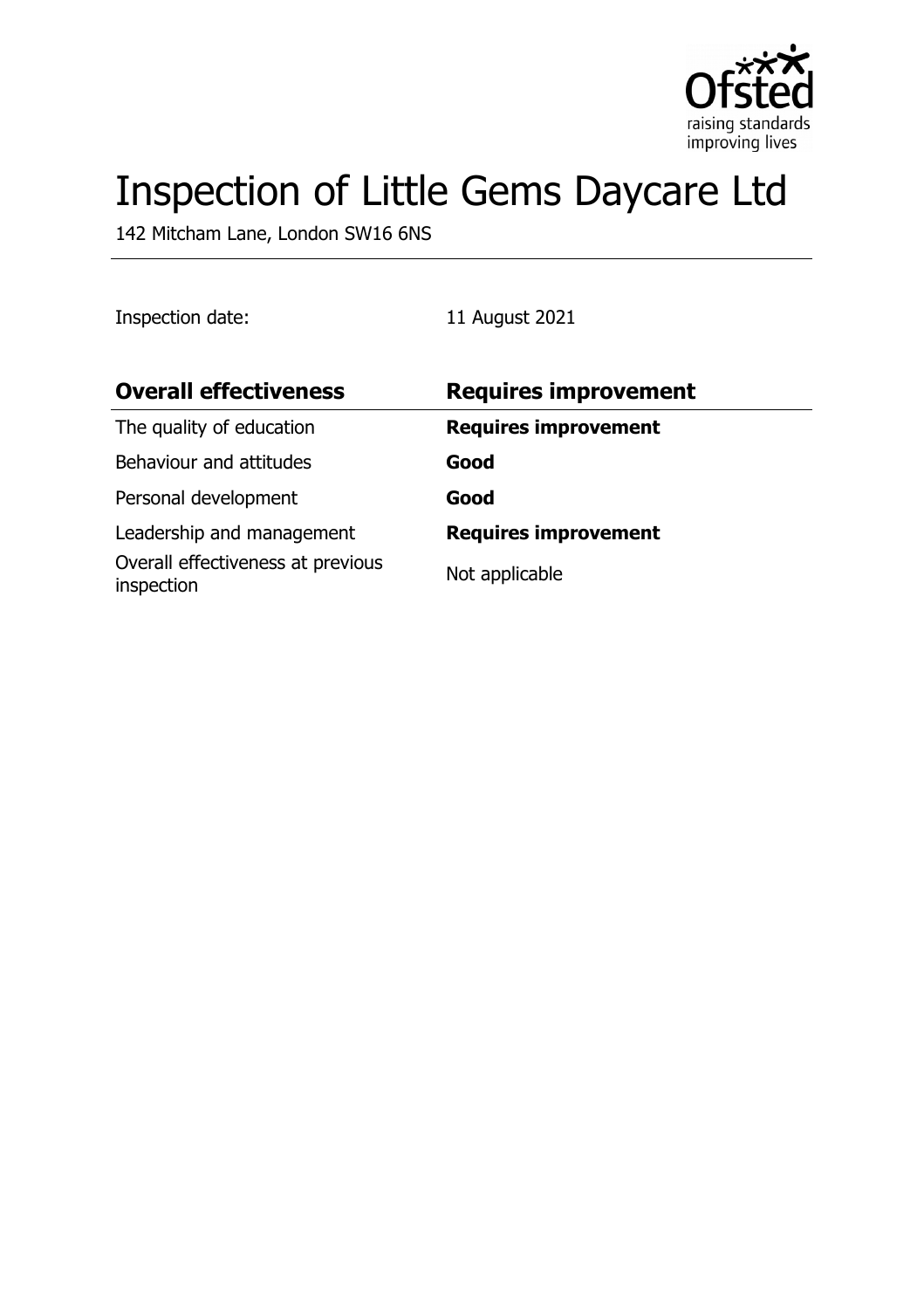# Inspection of Little Gems Daycare Ltd

142 Mitcham Lane, London SW16 6NS

Inspection date: 11 August 2021

| **Overall effectiveness** | **Requires improvement** |
| --- | --- |
| The quality of education | **Requires improvement** |
| Behaviour and attitudes | **Good** |
| Personal development | **Good** |
| Leadership and management | **Requires improvement** |
| Overall effectiveness at previous inspection | Not applicable |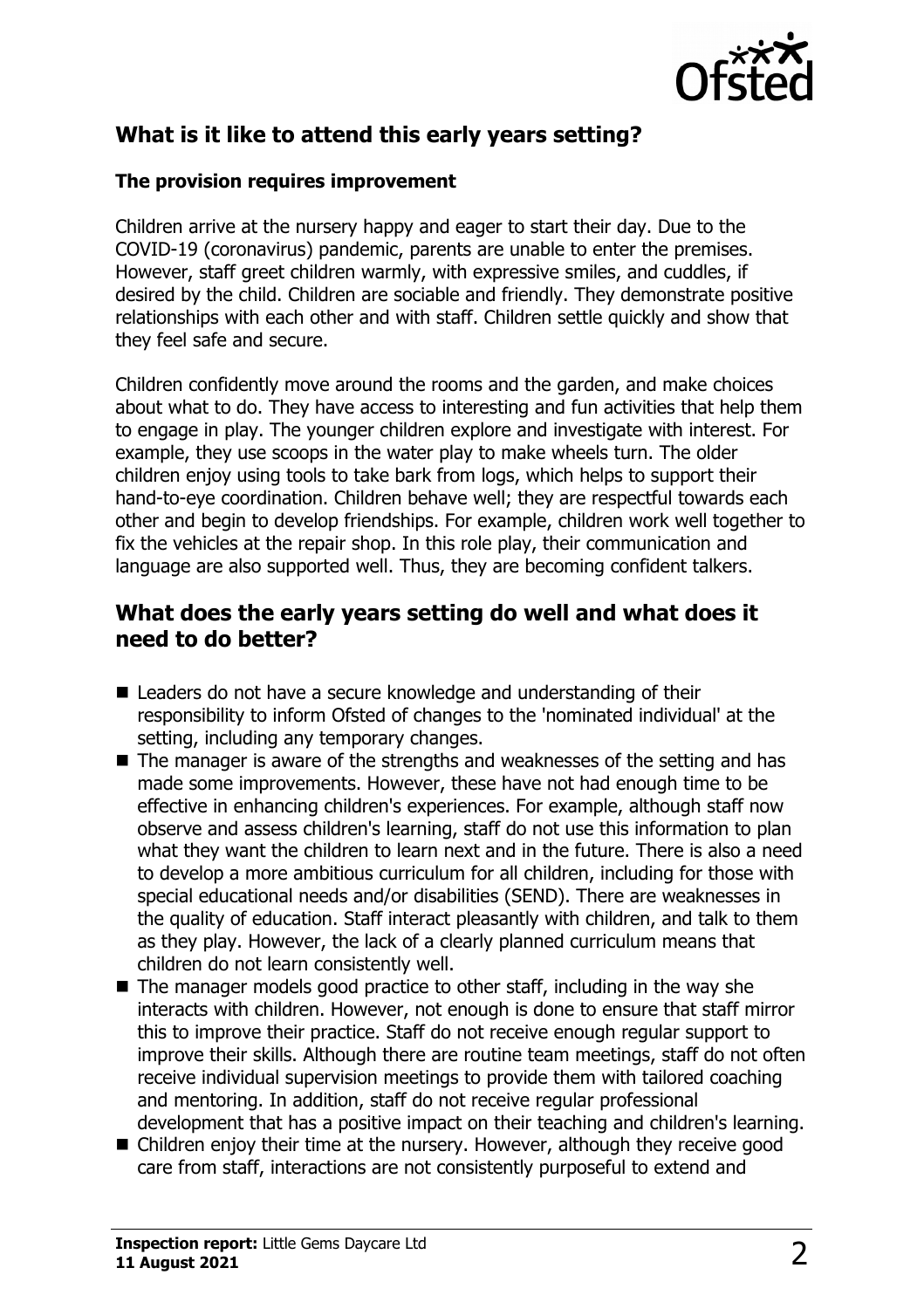## What is it like to attend this early years setting?

### The provision requires improvement

Children arrive at the nursery happy and eager to start their day. Due to the COVID-19 (coronavirus) pandemic, parents are unable to enter the premises. However, staff greet children warmly, with expressive smiles, and cuddles, if desired by the child. Children are sociable and friendly. They demonstrate positive relationships with each other and with staff. Children settle quickly and show that they feel safe and secure.

Children confidently move around the rooms and the garden, and make choices about what to do. They have access to interesting and fun activities that help them to engage in play. The younger children explore and investigate with interest. For example, they use scoops in the water play to make wheels turn. The older children enjoy using tools to take bark from logs, which helps to support their hand-to-eye coordination. Children behave well; they are respectful towards each other and begin to develop friendships. For example, children work well together to fix the vehicles at the repair shop. In this role play, their communication and language are also supported well. Thus, they are becoming confident talkers.

## What does the early years setting do well and what does it need to do better?

- Leaders do not have a secure knowledge and understanding of their responsibility to inform Ofsted of changes to the 'nominated individual' at the setting, including any temporary changes.
- The manager is aware of the strengths and weaknesses of the setting and has made some improvements. However, these have not had enough time to be effective in enhancing children's experiences. For example, although staff now observe and assess children's learning, staff do not use this information to plan what they want the children to learn next and in the future. There is also a need to develop a more ambitious curriculum for all children, including for those with special educational needs and/or disabilities (SEND). There are weaknesses in the quality of education. Staff interact pleasantly with children, and talk to them as they play. However, the lack of a clearly planned curriculum means that children do not learn consistently well.
- The manager models good practice to other staff, including in the way she interacts with children. However, not enough is done to ensure that staff mirror this to improve their practice. Staff do not receive enough regular support to improve their skills. Although there are routine team meetings, staff do not often receive individual supervision meetings to provide them with tailored coaching and mentoring. In addition, staff do not receive regular professional development that has a positive impact on their teaching and children's learning.
- Children enjoy their time at the nursery. However, although they receive good care from staff, interactions are not consistently purposeful to extend and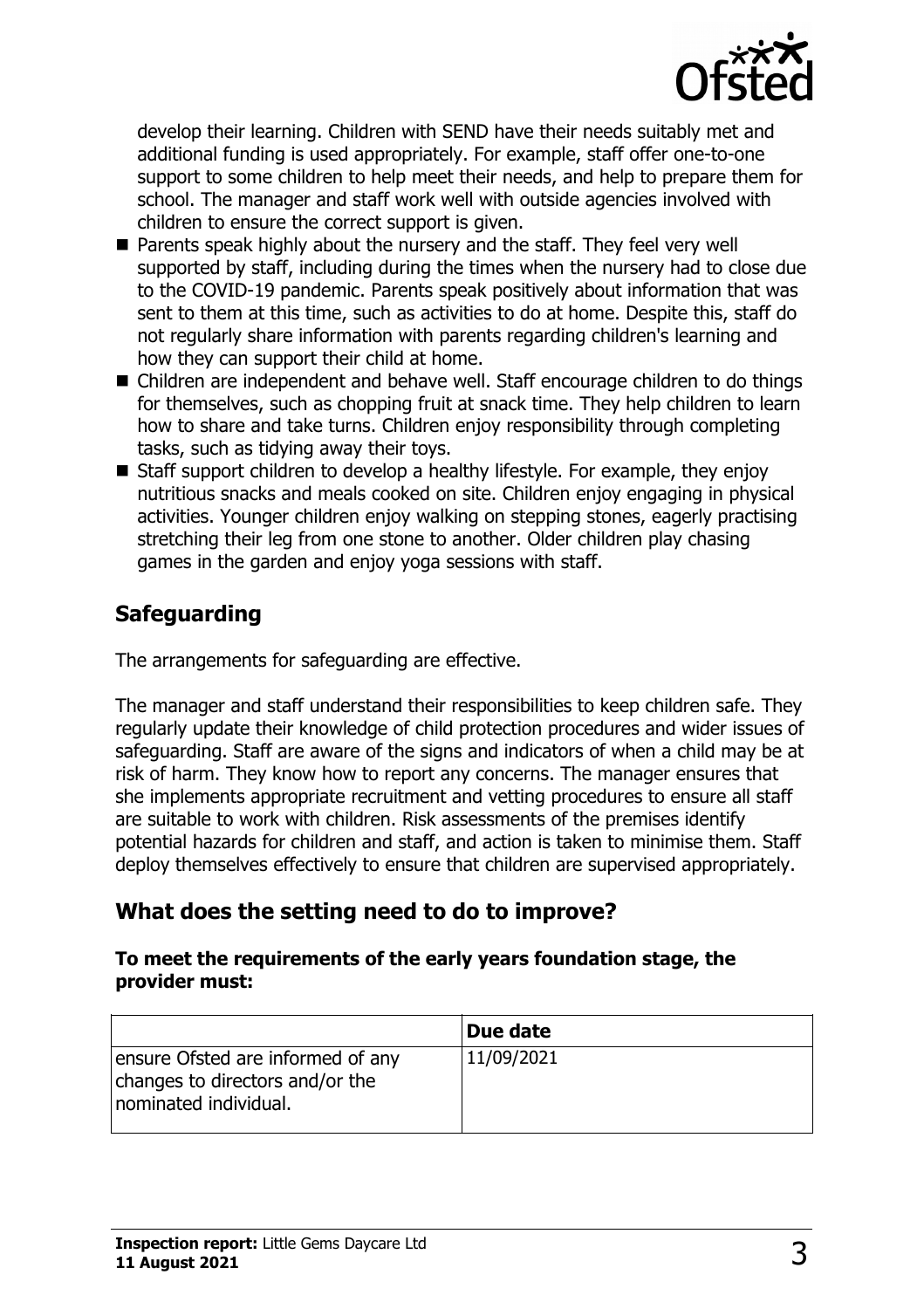develop their learning. Children with SEND have their needs suitably met and additional funding is used appropriately. For example, staff offer one-to-one support to some children to help meet their needs, and help to prepare them for school. The manager and staff work well with outside agencies involved with children to ensure the correct support is given.

- Parents speak highly about the nursery and the staff. They feel very well supported by staff, including during the times when the nursery had to close due to the COVID-19 pandemic. Parents speak positively about information that was sent to them at this time, such as activities to do at home. Despite this, staff do not regularly share information with parents regarding children's learning and how they can support their child at home.
- Children are independent and behave well. Staff encourage children to do things for themselves, such as chopping fruit at snack time. They help children to learn how to share and take turns. Children enjoy responsibility through completing tasks, such as tidying away their toys.
- Staff support children to develop a healthy lifestyle. For example, they enjoy nutritious snacks and meals cooked on site. Children enjoy engaging in physical activities. Younger children enjoy walking on stepping stones, eagerly practising stretching their leg from one stone to another. Older children play chasing games in the garden and enjoy yoga sessions with staff.

## Safeguarding

The arrangements for safeguarding are effective.

The manager and staff understand their responsibilities to keep children safe. They regularly update their knowledge of child protection procedures and wider issues of safeguarding. Staff are aware of the signs and indicators of when a child may be at risk of harm. They know how to report any concerns. The manager ensures that she implements appropriate recruitment and vetting procedures to ensure all staff are suitable to work with children. Risk assessments of the premises identify potential hazards for children and staff, and action is taken to minimise them. Staff deploy themselves effectively to ensure that children are supervised appropriately.

## What does the setting need to do to improve?

**To meet the requirements of the early years foundation stage, the provider must:**

| | Due date |
|---|---|
| ensure Ofsted are informed of any changes to directors and/or the nominated individual. | 11/09/2021 |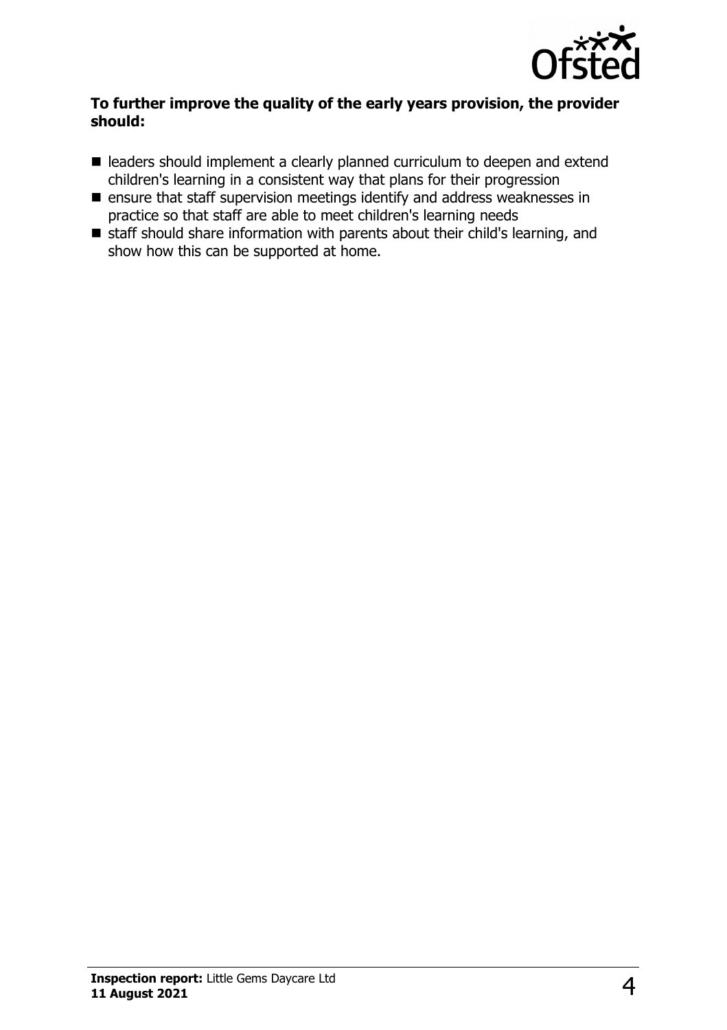**To further improve the quality of the early years provision, the provider should:**

- leaders should implement a clearly planned curriculum to deepen and extend children's learning in a consistent way that plans for their progression
- ensure that staff supervision meetings identify and address weaknesses in practice so that staff are able to meet children's learning needs
- staff should share information with parents about their child's learning, and show how this can be supported at home.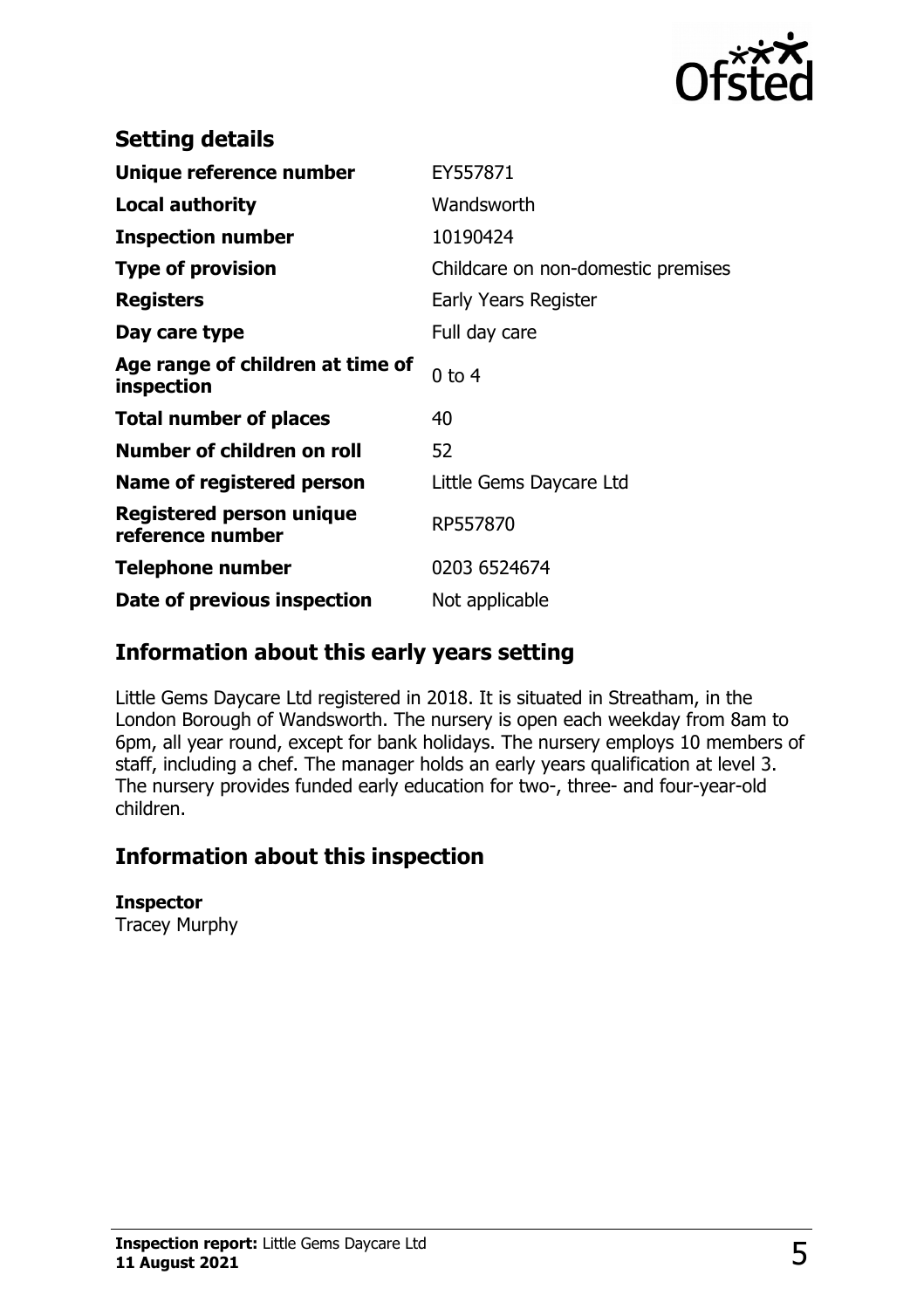## Setting details

| | |
|---|---|
| **Unique reference number** | EY557871 |
| **Local authority** | Wandsworth |
| **Inspection number** | 10190424 |
| **Type of provision** | Childcare on non-domestic premises |
| **Registers** | Early Years Register |
| **Day care type** | Full day care |
| **Age range of children at time of inspection** | 0 to 4 |
| **Total number of places** | 40 |
| **Number of children on roll** | 52 |
| **Name of registered person** | Little Gems Daycare Ltd |
| **Registered person unique reference number** | RP557870 |
| **Telephone number** | 0203 6524674 |
| **Date of previous inspection** | Not applicable |

## Information about this early years setting

Little Gems Daycare Ltd registered in 2018. It is situated in Streatham, in the London Borough of Wandsworth. The nursery is open each weekday from 8am to 6pm, all year round, except for bank holidays. The nursery employs 10 members of staff, including a chef. The manager holds an early years qualification at level 3. The nursery provides funded early education for two-, three- and four-year-old children.

## Information about this inspection

**Inspector**
Tracey Murphy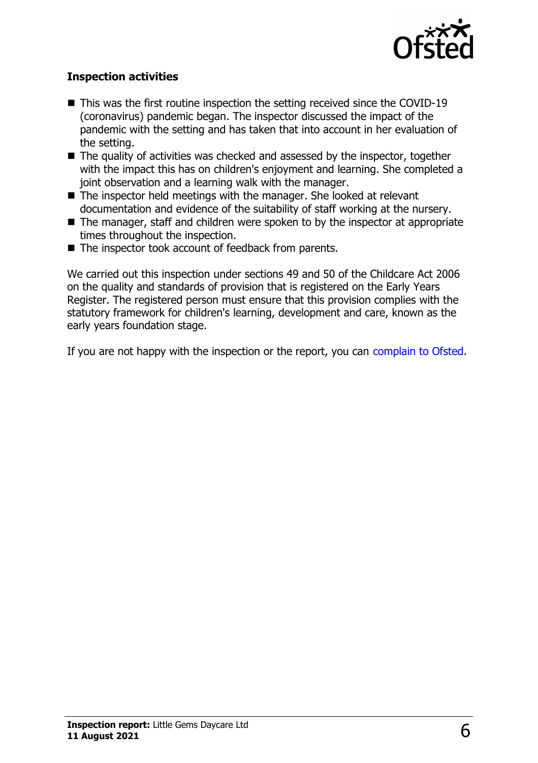### Inspection activities

- This was the first routine inspection the setting received since the COVID-19 (coronavirus) pandemic began. The inspector discussed the impact of the pandemic with the setting and has taken that into account in her evaluation of the setting.
- The quality of activities was checked and assessed by the inspector, together with the impact this has on children's enjoyment and learning. She completed a joint observation and a learning walk with the manager.
- The inspector held meetings with the manager. She looked at relevant documentation and evidence of the suitability of staff working at the nursery.
- The manager, staff and children were spoken to by the inspector at appropriate times throughout the inspection.
- The inspector took account of feedback from parents.

We carried out this inspection under sections 49 and 50 of the Childcare Act 2006 on the quality and standards of provision that is registered on the Early Years Register. The registered person must ensure that this provision complies with the statutory framework for children's learning, development and care, known as the early years foundation stage.

If you are not happy with the inspection or the report, you can complain to Ofsted.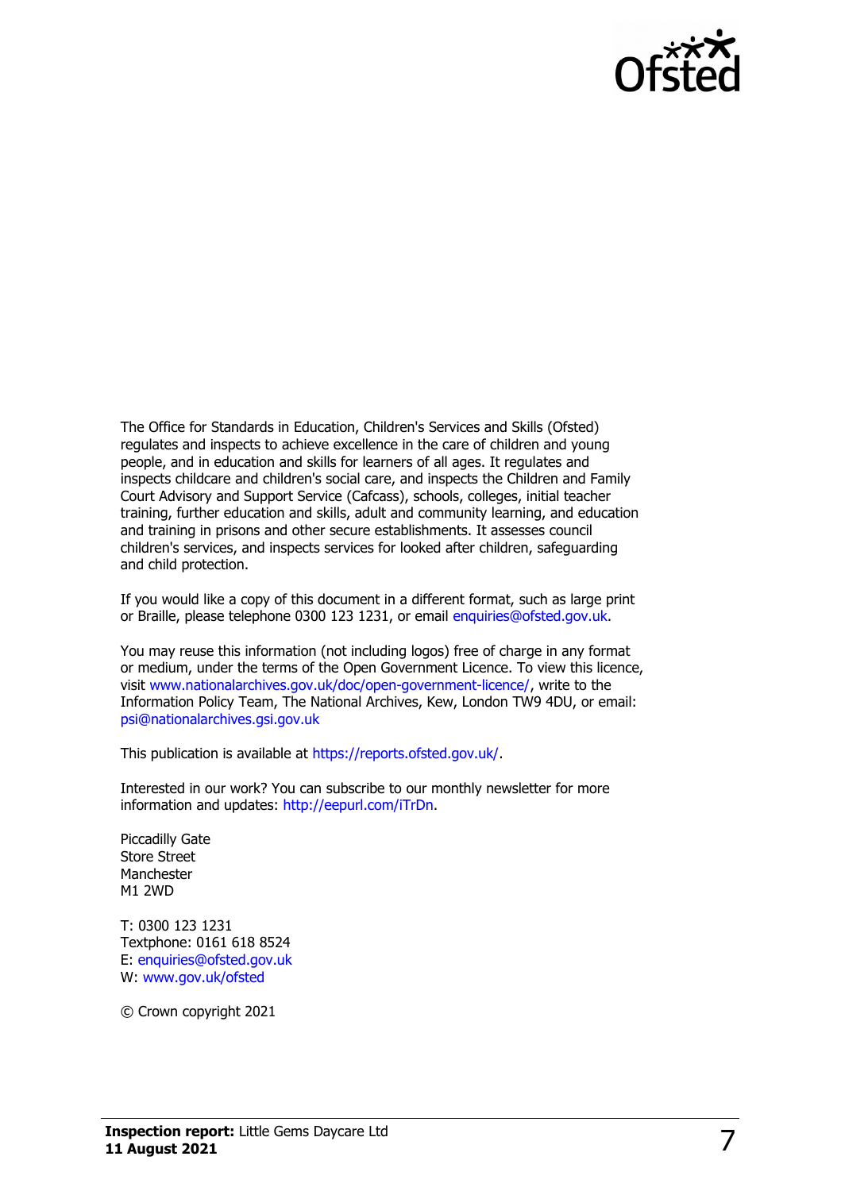The Office for Standards in Education, Children's Services and Skills (Ofsted) regulates and inspects to achieve excellence in the care of children and young people, and in education and skills for learners of all ages. It regulates and inspects childcare and children's social care, and inspects the Children and Family Court Advisory and Support Service (Cafcass), schools, colleges, initial teacher training, further education and skills, adult and community learning, and education and training in prisons and other secure establishments. It assesses council children's services, and inspects services for looked after children, safeguarding and child protection.

If you would like a copy of this document in a different format, such as large print or Braille, please telephone 0300 123 1231, or email enquiries@ofsted.gov.uk.

You may reuse this information (not including logos) free of charge in any format or medium, under the terms of the Open Government Licence. To view this licence, visit www.nationalarchives.gov.uk/doc/open-government-licence/, write to the Information Policy Team, The National Archives, Kew, London TW9 4DU, or email: psi@nationalarchives.gsi.gov.uk

This publication is available at https://reports.ofsted.gov.uk/.

Interested in our work? You can subscribe to our monthly newsletter for more information and updates: http://eepurl.com/iTrDn.

Piccadilly Gate
Store Street
Manchester
M1 2WD

T: 0300 123 1231
Textphone: 0161 618 8524
E: enquiries@ofsted.gov.uk
W: www.gov.uk/ofsted

© Crown copyright 2021